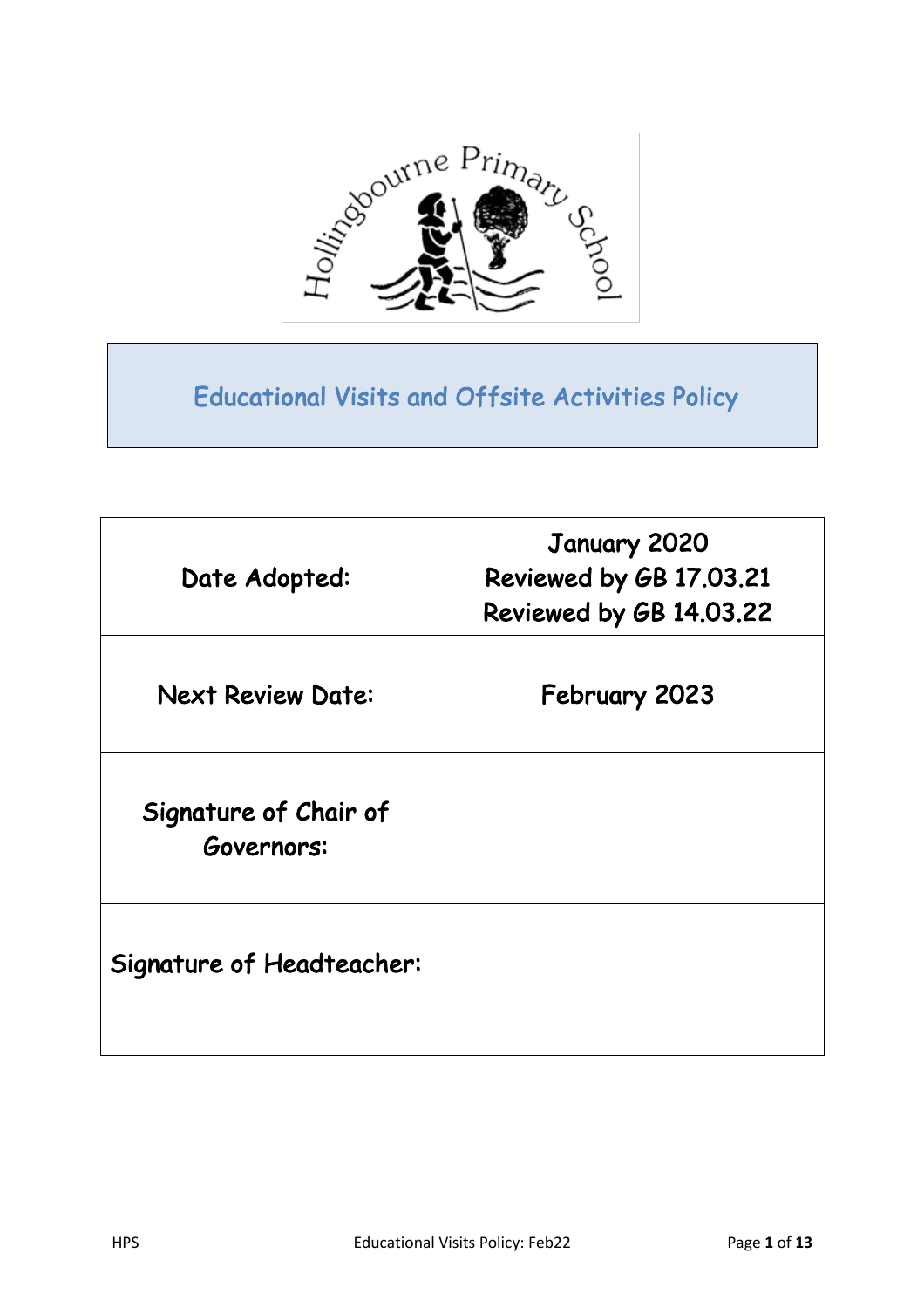Hollingbourne Primary School

# Educational Visits and Offsite Activities Policy

| | |
|---|---|
| Date Adopted: | January 2020<br>Reviewed by GB 17.03.21<br>Reviewed by GB 14.03.22 |
| Next Review Date: | February 2023 |
| Signature of Chair of Governors: | |
| Signature of Headteacher: | |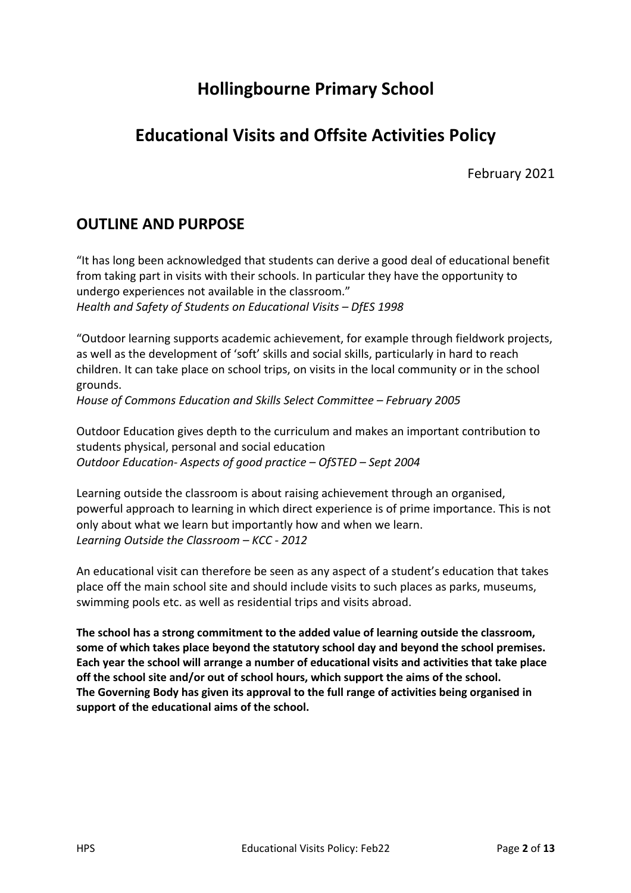# Hollingbourne Primary School

# Educational Visits and Offsite Activities Policy

February 2021

## OUTLINE AND PURPOSE

"It has long been acknowledged that students can derive a good deal of educational benefit from taking part in visits with their schools. In particular they have the opportunity to undergo experiences not available in the classroom."
*Health and Safety of Students on Educational Visits – DfES 1998*

"Outdoor learning supports academic achievement, for example through fieldwork projects, as well as the development of 'soft' skills and social skills, particularly in hard to reach children. It can take place on school trips, on visits in the local community or in the school grounds.
*House of Commons Education and Skills Select Committee – February 2005*

Outdoor Education gives depth to the curriculum and makes an important contribution to students physical, personal and social education
*Outdoor Education- Aspects of good practice – OfSTED – Sept 2004*

Learning outside the classroom is about raising achievement through an organised, powerful approach to learning in which direct experience is of prime importance. This is not only about what we learn but importantly how and when we learn.
*Learning Outside the Classroom – KCC - 2012*

An educational visit can therefore be seen as any aspect of a student's education that takes place off the main school site and should include visits to such places as parks, museums, swimming pools etc. as well as residential trips and visits abroad.

**The school has a strong commitment to the added value of learning outside the classroom, some of which takes place beyond the statutory school day and beyond the school premises. Each year the school will arrange a number of educational visits and activities that take place off the school site and/or out of school hours, which support the aims of the school. The Governing Body has given its approval to the full range of activities being organised in support of the educational aims of the school.**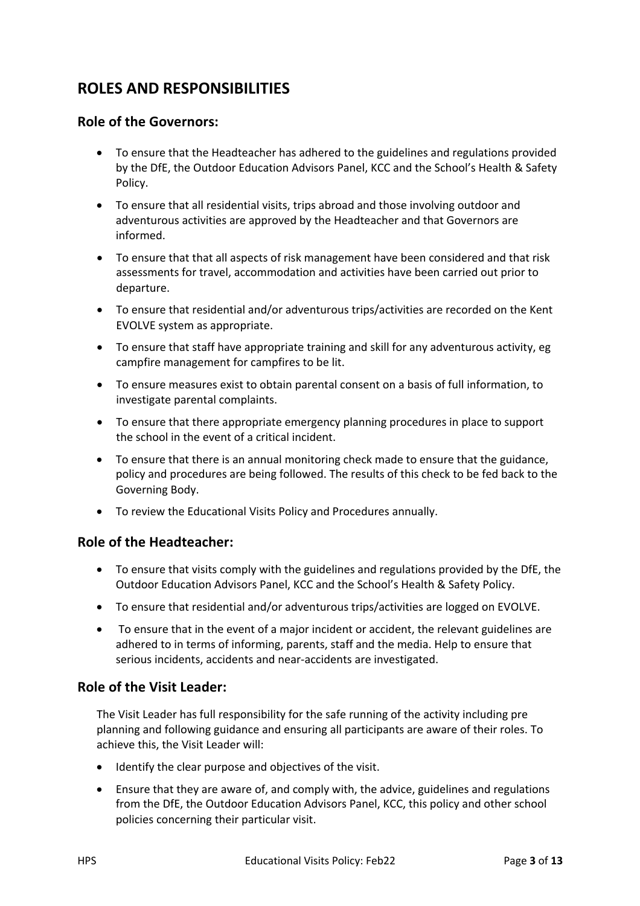## ROLES AND RESPONSIBILITIES

### Role of the Governors:

- To ensure that the Headteacher has adhered to the guidelines and regulations provided by the DfE, the Outdoor Education Advisors Panel, KCC and the School's Health & Safety Policy.
- To ensure that all residential visits, trips abroad and those involving outdoor and adventurous activities are approved by the Headteacher and that Governors are informed.
- To ensure that that all aspects of risk management have been considered and that risk assessments for travel, accommodation and activities have been carried out prior to departure.
- To ensure that residential and/or adventurous trips/activities are recorded on the Kent EVOLVE system as appropriate.
- To ensure that staff have appropriate training and skill for any adventurous activity, eg campfire management for campfires to be lit.
- To ensure measures exist to obtain parental consent on a basis of full information, to investigate parental complaints.
- To ensure that there appropriate emergency planning procedures in place to support the school in the event of a critical incident.
- To ensure that there is an annual monitoring check made to ensure that the guidance, policy and procedures are being followed. The results of this check to be fed back to the Governing Body.
- To review the Educational Visits Policy and Procedures annually.

### Role of the Headteacher:

- To ensure that visits comply with the guidelines and regulations provided by the DfE, the Outdoor Education Advisors Panel, KCC and the School's Health & Safety Policy.
- To ensure that residential and/or adventurous trips/activities are logged on EVOLVE.
- To ensure that in the event of a major incident or accident, the relevant guidelines are adhered to in terms of informing, parents, staff and the media. Help to ensure that serious incidents, accidents and near-accidents are investigated.

### Role of the Visit Leader:

The Visit Leader has full responsibility for the safe running of the activity including pre planning and following guidance and ensuring all participants are aware of their roles. To achieve this, the Visit Leader will:

- Identify the clear purpose and objectives of the visit.
- Ensure that they are aware of, and comply with, the advice, guidelines and regulations from the DfE, the Outdoor Education Advisors Panel, KCC, this policy and other school policies concerning their particular visit.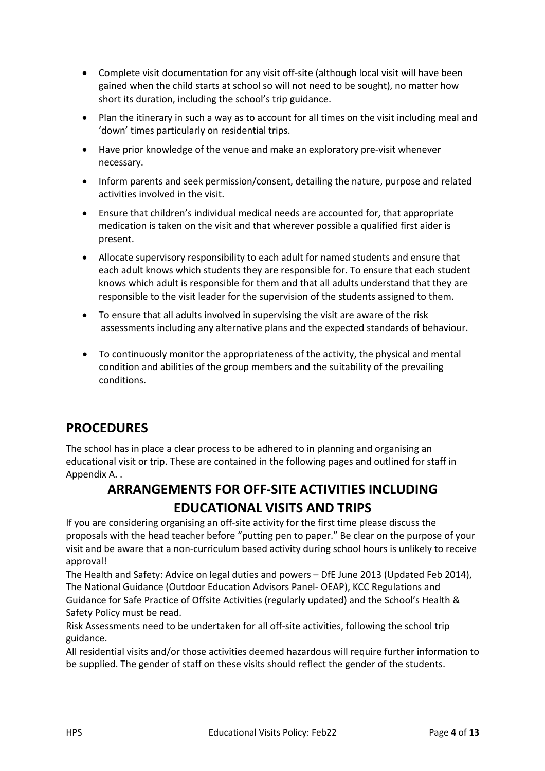- Complete visit documentation for any visit off-site (although local visit will have been gained when the child starts at school so will not need to be sought), no matter how short its duration, including the school's trip guidance.
- Plan the itinerary in such a way as to account for all times on the visit including meal and 'down' times particularly on residential trips.
- Have prior knowledge of the venue and make an exploratory pre-visit whenever necessary.
- Inform parents and seek permission/consent, detailing the nature, purpose and related activities involved in the visit.
- Ensure that children's individual medical needs are accounted for, that appropriate medication is taken on the visit and that wherever possible a qualified first aider is present.
- Allocate supervisory responsibility to each adult for named students and ensure that each adult knows which students they are responsible for. To ensure that each student knows which adult is responsible for them and that all adults understand that they are responsible to the visit leader for the supervision of the students assigned to them.
- To ensure that all adults involved in supervising the visit are aware of the risk assessments including any alternative plans and the expected standards of behaviour.
- To continuously monitor the appropriateness of the activity, the physical and mental condition and abilities of the group members and the suitability of the prevailing conditions.

## PROCEDURES

The school has in place a clear process to be adhered to in planning and organising an educational visit or trip. These are contained in the following pages and outlined for staff in Appendix A. .

## ARRANGEMENTS FOR OFF-SITE ACTIVITIES INCLUDING EDUCATIONAL VISITS AND TRIPS

If you are considering organising an off-site activity for the first time please discuss the proposals with the head teacher before "putting pen to paper." Be clear on the purpose of your visit and be aware that a non-curriculum based activity during school hours is unlikely to receive approval!

The Health and Safety: Advice on legal duties and powers – DfE June 2013 (Updated Feb 2014), The National Guidance (Outdoor Education Advisors Panel- OEAP), KCC Regulations and Guidance for Safe Practice of Offsite Activities (regularly updated) and the School's Health & Safety Policy must be read.

Risk Assessments need to be undertaken for all off-site activities, following the school trip guidance.

All residential visits and/or those activities deemed hazardous will require further information to be supplied. The gender of staff on these visits should reflect the gender of the students.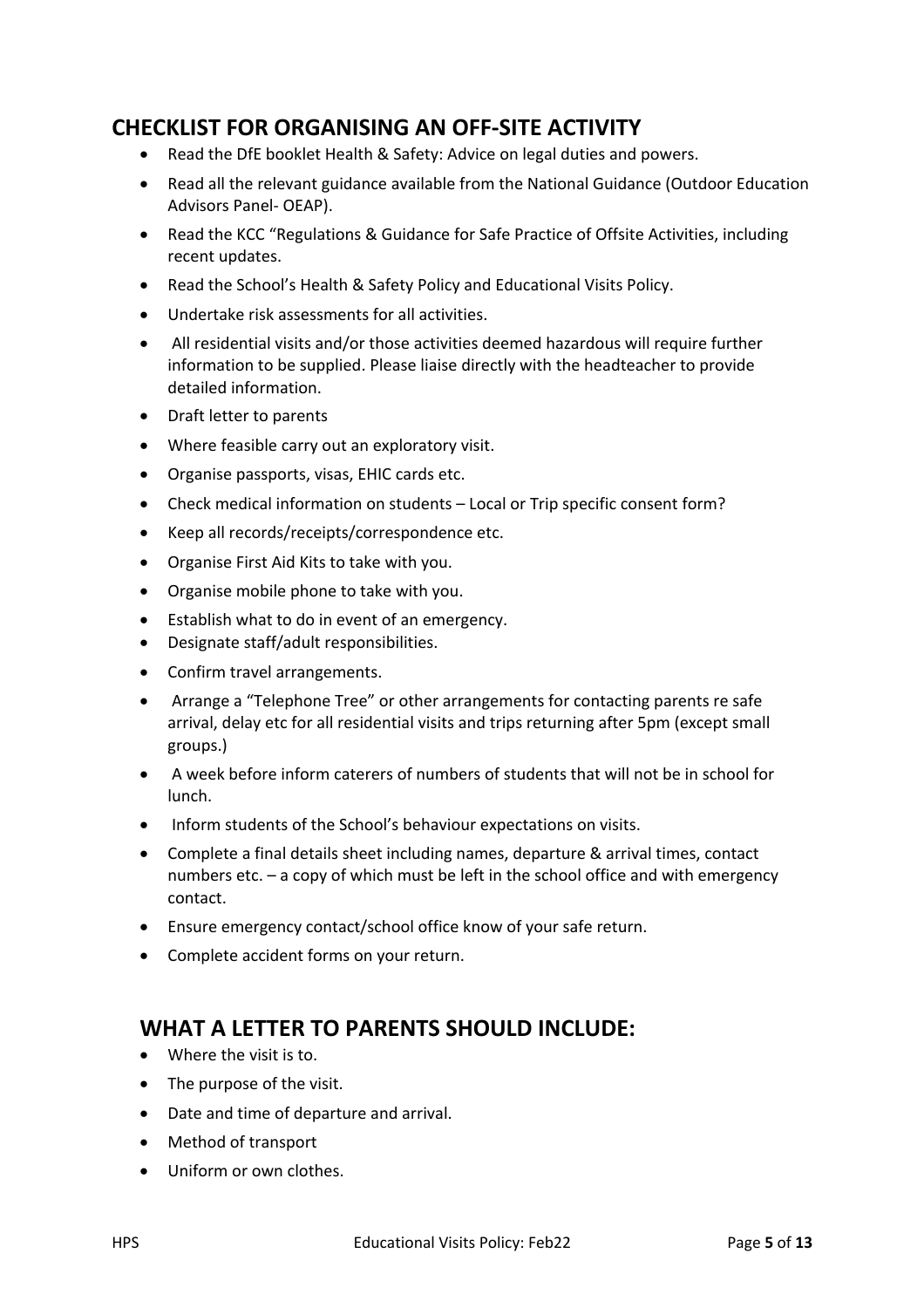## CHECKLIST FOR ORGANISING AN OFF-SITE ACTIVITY

- Read the DfE booklet Health & Safety: Advice on legal duties and powers.
- Read all the relevant guidance available from the National Guidance (Outdoor Education Advisors Panel- OEAP).
- Read the KCC "Regulations & Guidance for Safe Practice of Offsite Activities, including recent updates.
- Read the School's Health & Safety Policy and Educational Visits Policy.
- Undertake risk assessments for all activities.
- All residential visits and/or those activities deemed hazardous will require further information to be supplied. Please liaise directly with the headteacher to provide detailed information.
- Draft letter to parents
- Where feasible carry out an exploratory visit.
- Organise passports, visas, EHIC cards etc.
- Check medical information on students – Local or Trip specific consent form?
- Keep all records/receipts/correspondence etc.
- Organise First Aid Kits to take with you.
- Organise mobile phone to take with you.
- Establish what to do in event of an emergency.
- Designate staff/adult responsibilities.
- Confirm travel arrangements.
- Arrange a "Telephone Tree" or other arrangements for contacting parents re safe arrival, delay etc for all residential visits and trips returning after 5pm (except small groups.)
- A week before inform caterers of numbers of students that will not be in school for lunch.
- Inform students of the School's behaviour expectations on visits.
- Complete a final details sheet including names, departure & arrival times, contact numbers etc. – a copy of which must be left in the school office and with emergency contact.
- Ensure emergency contact/school office know of your safe return.
- Complete accident forms on your return.

## WHAT A LETTER TO PARENTS SHOULD INCLUDE:

- Where the visit is to.
- The purpose of the visit.
- Date and time of departure and arrival.
- Method of transport
- Uniform or own clothes.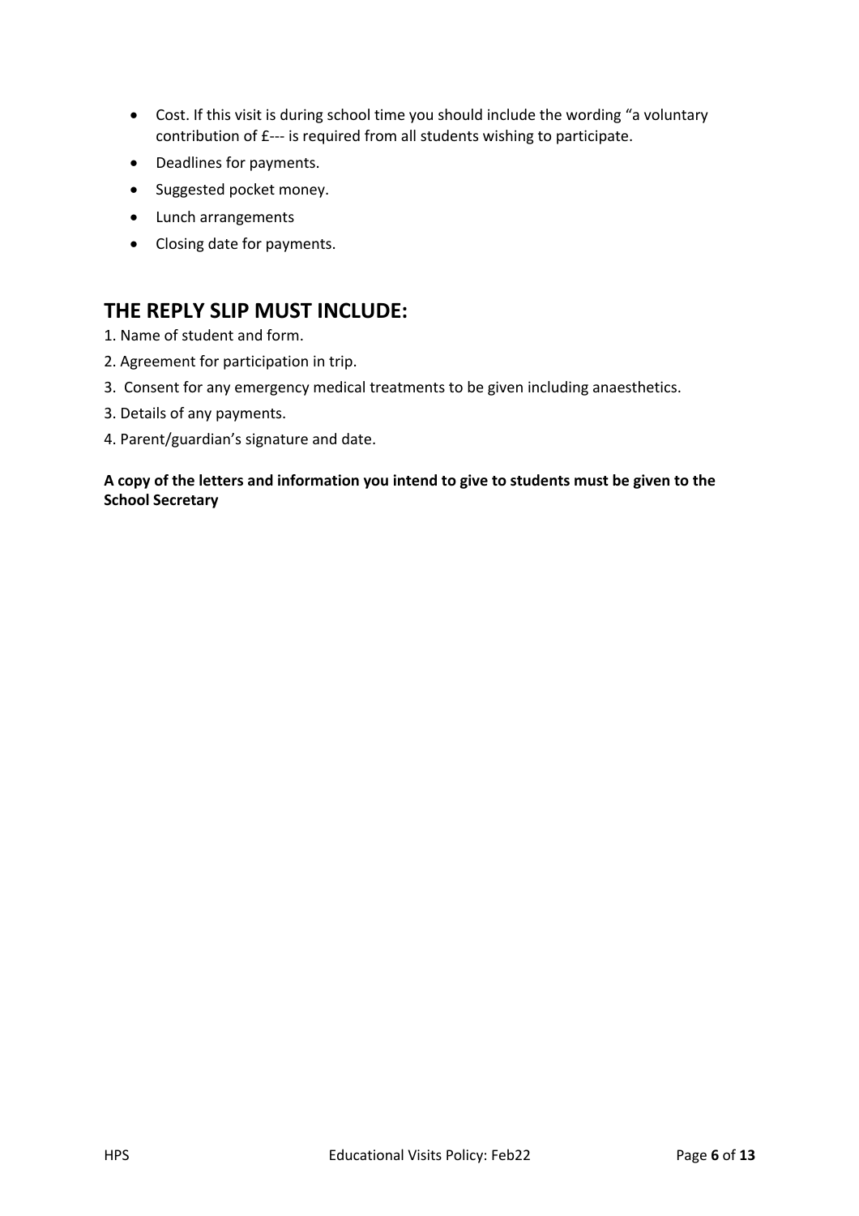- Cost. If this visit is during school time you should include the wording "a voluntary contribution of £--- is required from all students wishing to participate.
- Deadlines for payments.
- Suggested pocket money.
- Lunch arrangements
- Closing date for payments.

## THE REPLY SLIP MUST INCLUDE:

1. Name of student and form.
2. Agreement for participation in trip.
3. Consent for any emergency medical treatments to be given including anaesthetics.
3. Details of any payments.
4. Parent/guardian's signature and date.

**A copy of the letters and information you intend to give to students must be given to the School Secretary**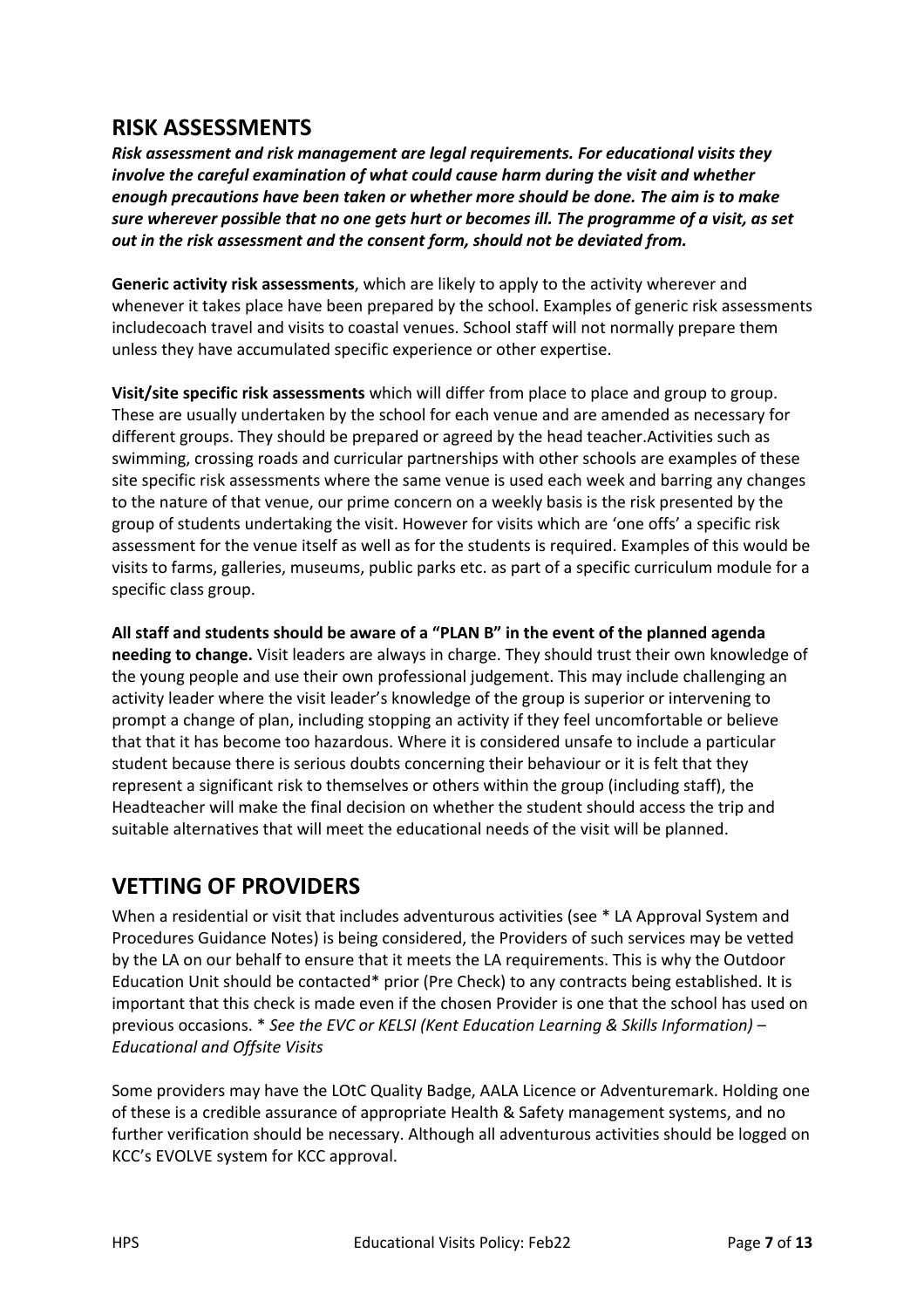## RISK ASSESSMENTS

***Risk assessment and risk management are legal requirements. For educational visits they involve the careful examination of what could cause harm during the visit and whether enough precautions have been taken or whether more should be done. The aim is to make sure wherever possible that no one gets hurt or becomes ill. The programme of a visit, as set out in the risk assessment and the consent form, should not be deviated from.***

**Generic activity risk assessments**, which are likely to apply to the activity wherever and whenever it takes place have been prepared by the school. Examples of generic risk assessments includecoach travel and visits to coastal venues. School staff will not normally prepare them unless they have accumulated specific experience or other expertise.

**Visit/site specific risk assessments** which will differ from place to place and group to group. These are usually undertaken by the school for each venue and are amended as necessary for different groups. They should be prepared or agreed by the head teacher.Activities such as swimming, crossing roads and curricular partnerships with other schools are examples of these site specific risk assessments where the same venue is used each week and barring any changes to the nature of that venue, our prime concern on a weekly basis is the risk presented by the group of students undertaking the visit. However for visits which are 'one offs' a specific risk assessment for the venue itself as well as for the students is required. Examples of this would be visits to farms, galleries, museums, public parks etc. as part of a specific curriculum module for a specific class group.

**All staff and students should be aware of a "PLAN B" in the event of the planned agenda needing to change.** Visit leaders are always in charge. They should trust their own knowledge of the young people and use their own professional judgement. This may include challenging an activity leader where the visit leader's knowledge of the group is superior or intervening to prompt a change of plan, including stopping an activity if they feel uncomfortable or believe that that it has become too hazardous. Where it is considered unsafe to include a particular student because there is serious doubts concerning their behaviour or it is felt that they represent a significant risk to themselves or others within the group (including staff), the Headteacher will make the final decision on whether the student should access the trip and suitable alternatives that will meet the educational needs of the visit will be planned.

## VETTING OF PROVIDERS

When a residential or visit that includes adventurous activities (see * LA Approval System and Procedures Guidance Notes) is being considered, the Providers of such services may be vetted by the LA on our behalf to ensure that it meets the LA requirements. This is why the Outdoor Education Unit should be contacted* prior (Pre Check) to any contracts being established. It is important that this check is made even if the chosen Provider is one that the school has used on previous occasions. * *See the EVC or KELSI (Kent Education Learning & Skills Information) – Educational and Offsite Visits*

Some providers may have the LOtC Quality Badge, AALA Licence or Adventuremark. Holding one of these is a credible assurance of appropriate Health & Safety management systems, and no further verification should be necessary. Although all adventurous activities should be logged on KCC's EVOLVE system for KCC approval.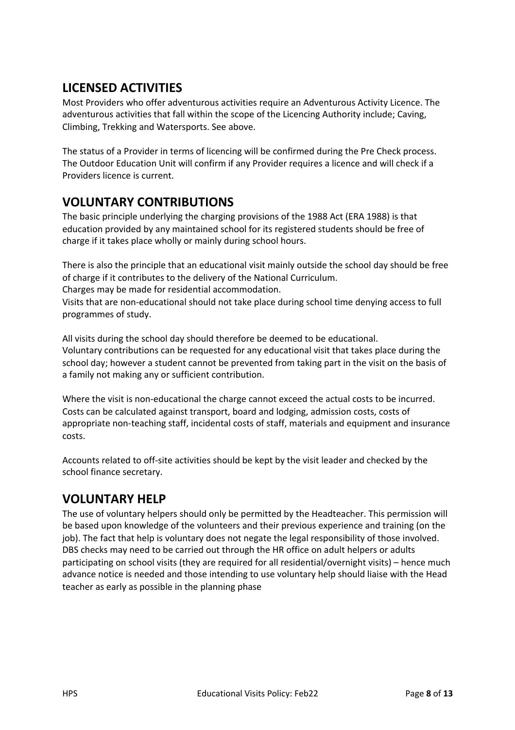## LICENSED ACTIVITIES

Most Providers who offer adventurous activities require an Adventurous Activity Licence. The adventurous activities that fall within the scope of the Licencing Authority include; Caving, Climbing, Trekking and Watersports. See above.

The status of a Provider in terms of licencing will be confirmed during the Pre Check process. The Outdoor Education Unit will confirm if any Provider requires a licence and will check if a Providers licence is current.

## VOLUNTARY CONTRIBUTIONS

The basic principle underlying the charging provisions of the 1988 Act (ERA 1988) is that education provided by any maintained school for its registered students should be free of charge if it takes place wholly or mainly during school hours.

There is also the principle that an educational visit mainly outside the school day should be free of charge if it contributes to the delivery of the National Curriculum.
Charges may be made for residential accommodation.
Visits that are non-educational should not take place during school time denying access to full programmes of study.

All visits during the school day should therefore be deemed to be educational.
Voluntary contributions can be requested for any educational visit that takes place during the school day; however a student cannot be prevented from taking part in the visit on the basis of a family not making any or sufficient contribution.

Where the visit is non-educational the charge cannot exceed the actual costs to be incurred. Costs can be calculated against transport, board and lodging, admission costs, costs of appropriate non-teaching staff, incidental costs of staff, materials and equipment and insurance costs.

Accounts related to off-site activities should be kept by the visit leader and checked by the school finance secretary.

## VOLUNTARY HELP

The use of voluntary helpers should only be permitted by the Headteacher. This permission will be based upon knowledge of the volunteers and their previous experience and training (on the job). The fact that help is voluntary does not negate the legal responsibility of those involved. DBS checks may need to be carried out through the HR office on adult helpers or adults participating on school visits (they are required for all residential/overnight visits) – hence much advance notice is needed and those intending to use voluntary help should liaise with the Head teacher as early as possible in the planning phase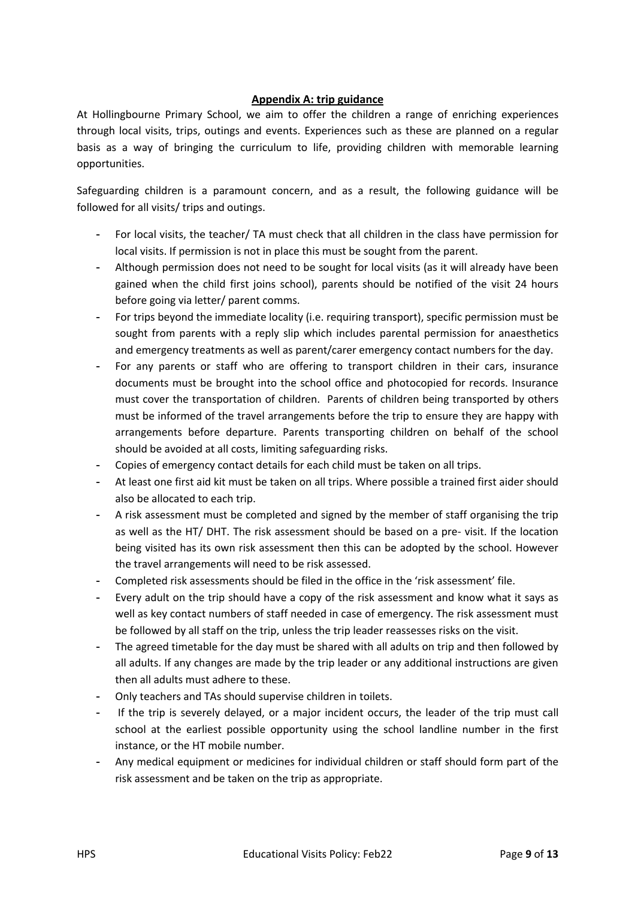## Appendix A: trip guidance

At Hollingbourne Primary School, we aim to offer the children a range of enriching experiences through local visits, trips, outings and events. Experiences such as these are planned on a regular basis as a way of bringing the curriculum to life, providing children with memorable learning opportunities.

Safeguarding children is a paramount concern, and as a result, the following guidance will be followed for all visits/ trips and outings.

- For local visits, the teacher/ TA must check that all children in the class have permission for local visits. If permission is not in place this must be sought from the parent.
- Although permission does not need to be sought for local visits (as it will already have been gained when the child first joins school), parents should be notified of the visit 24 hours before going via letter/ parent comms.
- For trips beyond the immediate locality (i.e. requiring transport), specific permission must be sought from parents with a reply slip which includes parental permission for anaesthetics and emergency treatments as well as parent/carer emergency contact numbers for the day.
- For any parents or staff who are offering to transport children in their cars, insurance documents must be brought into the school office and photocopied for records. Insurance must cover the transportation of children. Parents of children being transported by others must be informed of the travel arrangements before the trip to ensure they are happy with arrangements before departure. Parents transporting children on behalf of the school should be avoided at all costs, limiting safeguarding risks.
- Copies of emergency contact details for each child must be taken on all trips.
- At least one first aid kit must be taken on all trips. Where possible a trained first aider should also be allocated to each trip.
- A risk assessment must be completed and signed by the member of staff organising the trip as well as the HT/ DHT. The risk assessment should be based on a pre- visit. If the location being visited has its own risk assessment then this can be adopted by the school. However the travel arrangements will need to be risk assessed.
- Completed risk assessments should be filed in the office in the 'risk assessment' file.
- Every adult on the trip should have a copy of the risk assessment and know what it says as well as key contact numbers of staff needed in case of emergency. The risk assessment must be followed by all staff on the trip, unless the trip leader reassesses risks on the visit.
- The agreed timetable for the day must be shared with all adults on trip and then followed by all adults. If any changes are made by the trip leader or any additional instructions are given then all adults must adhere to these.
- Only teachers and TAs should supervise children in toilets.
- If the trip is severely delayed, or a major incident occurs, the leader of the trip must call school at the earliest possible opportunity using the school landline number in the first instance, or the HT mobile number.
- Any medical equipment or medicines for individual children or staff should form part of the risk assessment and be taken on the trip as appropriate.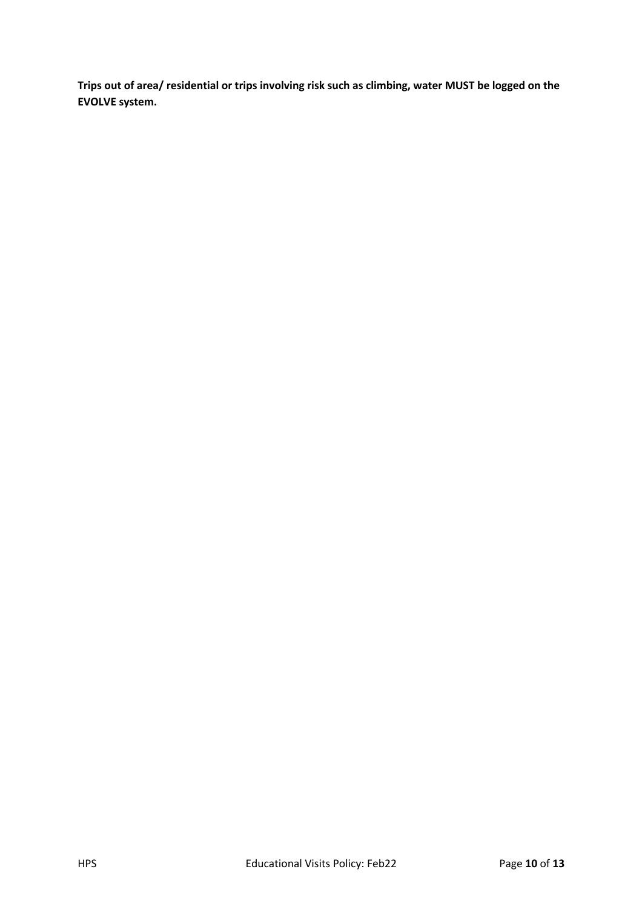**Trips out of area/ residential or trips involving risk such as climbing, water MUST be logged on the EVOLVE system.**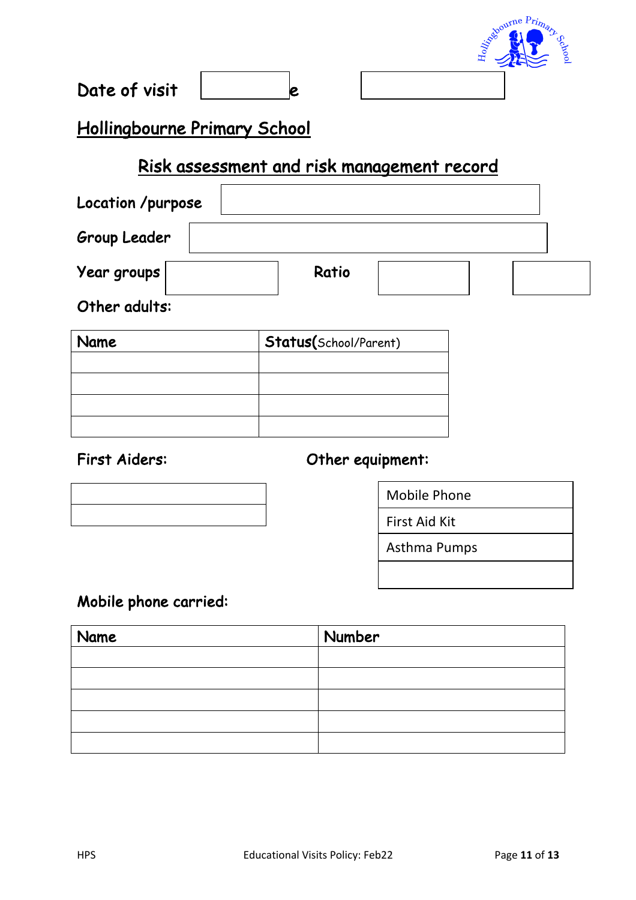Date of visit e

Hollingbourne Primary School

# Risk assessment and risk management record

Location /purpose

Group Leader

Year groups | Ratio

Other adults:

| Name | Status(School/Parent) |
| --- | --- |
| | |
| | |
| | |
| | |

First Aiders:

| |
| --- |
| |
| |

Other equipment:

| |
| --- |
| Mobile Phone |
| First Aid Kit |
| Asthma Pumps |
| |

Mobile phone carried:

| Name | Number |
| --- | --- |
| | |
| | |
| | |
| | |
| | |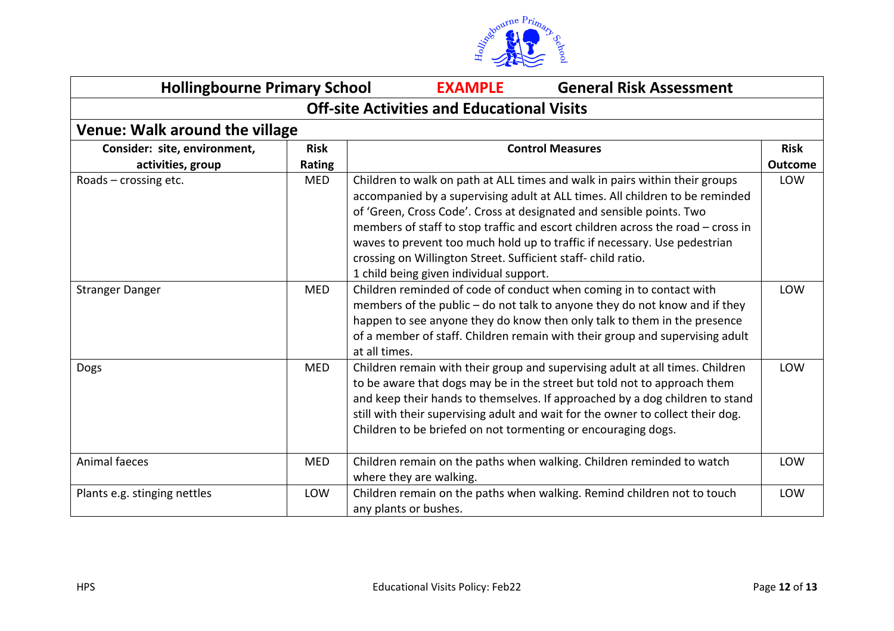## Hollingbourne Primary School **EXAMPLE** General Risk Assessment

### Off-site Activities and Educational Visits

### Venue: Walk around the village

| Consider: site, environment, activities, group | Risk Rating | Control Measures | Risk Outcome |
|---|---|---|---|
| Roads – crossing etc. | MED | Children to walk on path at ALL times and walk in pairs within their groups accompanied by a supervising adult at ALL times. All children to be reminded of 'Green, Cross Code'. Cross at designated and sensible points. Two members of staff to stop traffic and escort children across the road – cross in waves to prevent too much hold up to traffic if necessary. Use pedestrian crossing on Willington Street. Sufficient staff- child ratio. 1 child being given individual support. | LOW |
| Stranger Danger | MED | Children reminded of code of conduct when coming in to contact with members of the public – do not talk to anyone they do not know and if they happen to see anyone they do know then only talk to them in the presence of a member of staff. Children remain with their group and supervising adult at all times. | LOW |
| Dogs | MED | Children remain with their group and supervising adult at all times. Children to be aware that dogs may be in the street but told not to approach them and keep their hands to themselves. If approached by a dog children to stand still with their supervising adult and wait for the owner to collect their dog. Children to be briefed on not tormenting or encouraging dogs. | LOW |
| Animal faeces | MED | Children remain on the paths when walking. Children reminded to watch where they are walking. | LOW |
| Plants e.g. stinging nettles | LOW | Children remain on the paths when walking. Remind children not to touch any plants or bushes. | LOW |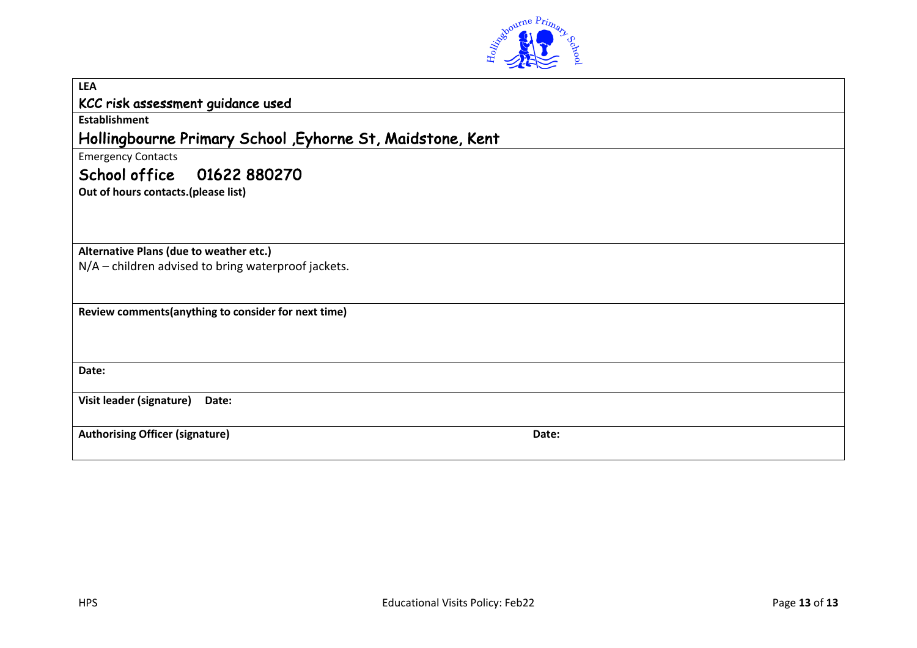| |
|---|
| **LEA**<br>KCC risk assessment guidance used |
| **Establishment**<br>Hollingbourne Primary School ,Eyhorne St, Maidstone, Kent |
| Emergency Contacts<br>School office 01622 880270<br>**Out of hours contacts.(please list)** |
| **Alternative Plans (due to weather etc.)**<br>N/A – children advised to bring waterproof jackets. |
| **Review comments(anything to consider for next time)** |
| **Date:** |
| **Visit leader (signature) Date:** |
| **Authorising Officer (signature)** **Date:** |